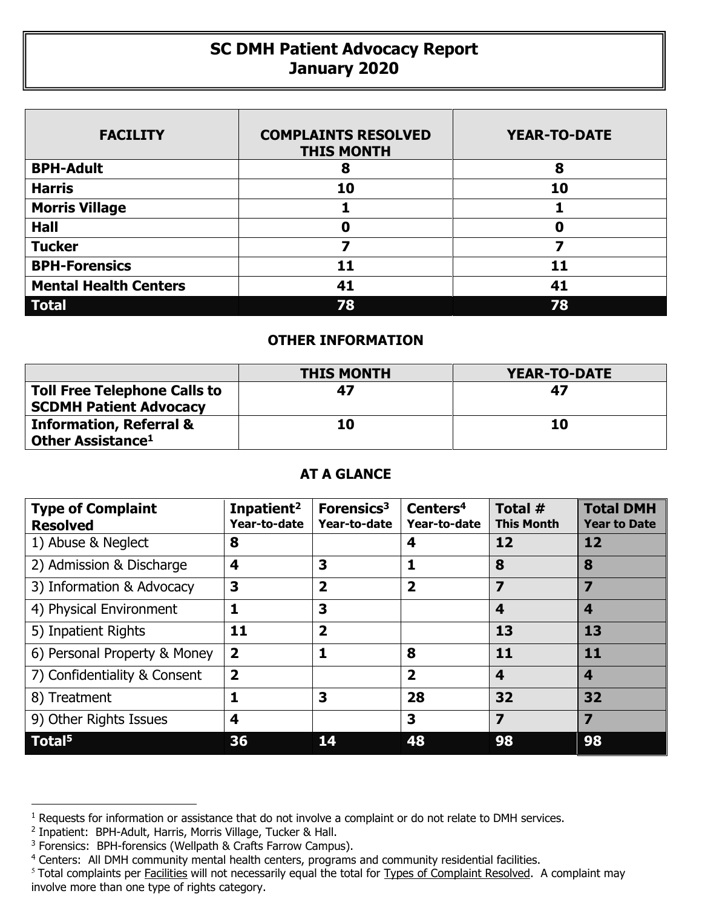# SC DMH Patient Advocacy Report
## January 2020

| FACILITY | COMPLAINTS RESOLVED THIS MONTH | YEAR-TO-DATE |
|---|---|---|
| **BPH-Adult** | **8** | **8** |
| **Harris** | **10** | **10** |
| **Morris Village** | **1** | **1** |
| **Hall** | **0** | **0** |
| **Tucker** | **7** | **7** |
| **BPH-Forensics** | **11** | **11** |
| **Mental Health Centers** | **41** | **41** |
| **Total** | **78** | **78** |

### OTHER INFORMATION

| | THIS MONTH | YEAR-TO-DATE |
|---|---|---|
| **Toll Free Telephone Calls to SCDMH Patient Advocacy** | **47** | **47** |
| **Information, Referral & Other Assistance[1]** | **10** | **10** |

### AT A GLANCE

| Type of Complaint Resolved | Inpatient[2] Year-to-date | Forensics[3] Year-to-date | Centers[4] Year-to-date | Total # This Month | Total DMH Year to Date |
|---|---|---|---|---|---|
| 1) Abuse & Neglect | **8** | | **4** | **12** | **12** |
| 2) Admission & Discharge | **4** | **3** | **1** | **8** | **8** |
| 3) Information & Advocacy | **3** | **2** | **2** | **7** | **7** |
| 4) Physical Environment | **1** | **3** | | **4** | **4** |
| 5) Inpatient Rights | **11** | **2** | | **13** | **13** |
| 6) Personal Property & Money | **2** | **1** | **8** | **11** | **11** |
| 7) Confidentiality & Consent | **2** | | **2** | **4** | **4** |
| 8) Treatment | **1** | **3** | **28** | **32** | **32** |
| 9) Other Rights Issues | **4** | | **3** | **7** | **7** |
| **Total[5]** | **36** | **14** | **48** | **98** | **98** |

---

[1] Requests for information or assistance that do not involve a complaint or do not relate to DMH services.

[2] Inpatient: BPH-Adult, Harris, Morris Village, Tucker & Hall.

[3] Forensics: BPH-forensics (Wellpath & Crafts Farrow Campus).

[4] Centers: All DMH community mental health centers, programs and community residential facilities.

[5] Total complaints per Facilities will not necessarily equal the total for Types of Complaint Resolved. A complaint may involve more than one type of rights category.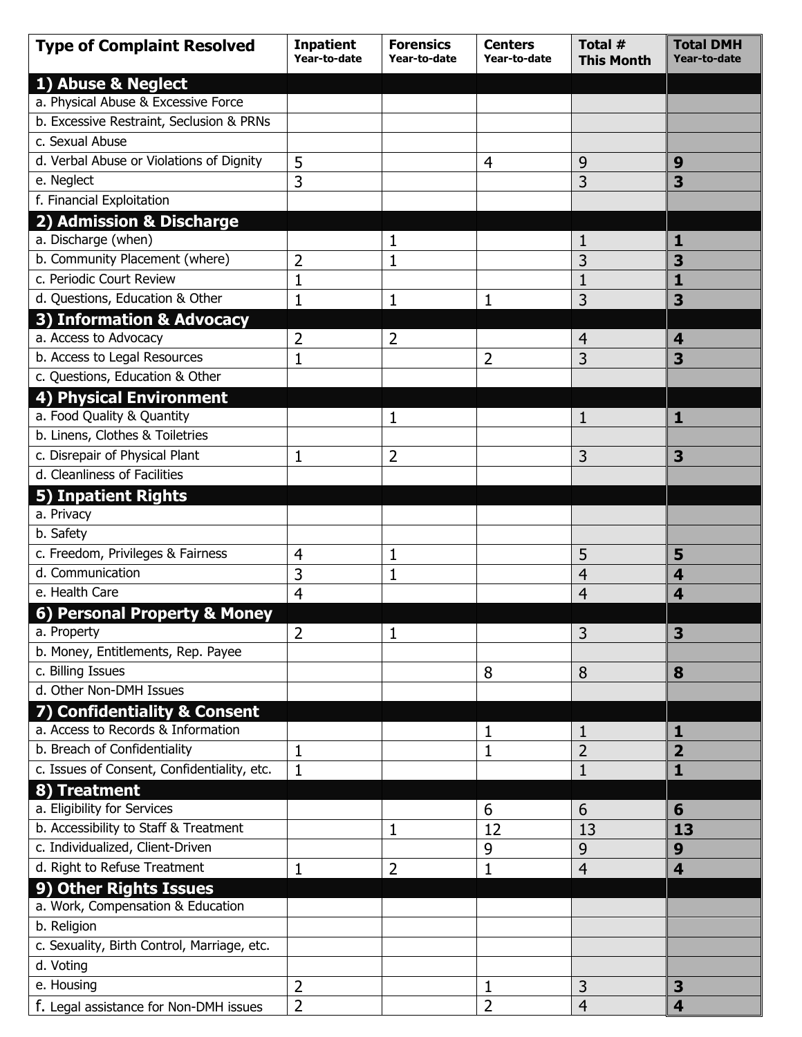| Type of Complaint Resolved | Inpatient Year-to-date | Forensics Year-to-date | Centers Year-to-date | Total # This Month | Total DMH Year-to-date |
|---|---|---|---|---|---|
| **1) Abuse & Neglect** | | | | | |
| a. Physical Abuse & Excessive Force | | | | | |
| b. Excessive Restraint, Seclusion & PRNs | | | | | |
| c. Sexual Abuse | | | | | |
| d. Verbal Abuse or Violations of Dignity | 5 | | 4 | 9 | **9** |
| e. Neglect | 3 | | | 3 | **3** |
| f. Financial Exploitation | | | | | |
| **2) Admission & Discharge** | | | | | |
| a. Discharge (when) | | 1 | | 1 | **1** |
| b. Community Placement (where) | 2 | 1 | | 3 | **3** |
| c. Periodic Court Review | 1 | | | 1 | **1** |
| d. Questions, Education & Other | 1 | 1 | 1 | 3 | **3** |
| **3) Information & Advocacy** | | | | | |
| a. Access to Advocacy | 2 | 2 | | 4 | **4** |
| b. Access to Legal Resources | 1 | | 2 | 3 | **3** |
| c. Questions, Education & Other | | | | | |
| **4) Physical Environment** | | | | | |
| a. Food Quality & Quantity | | 1 | | 1 | **1** |
| b. Linens, Clothes & Toiletries | | | | | |
| c. Disrepair of Physical Plant | 1 | 2 | | 3 | **3** |
| d. Cleanliness of Facilities | | | | | |
| **5) Inpatient Rights** | | | | | |
| a. Privacy | | | | | |
| b. Safety | | | | | |
| c. Freedom, Privileges & Fairness | 4 | 1 | | 5 | **5** |
| d. Communication | 3 | 1 | | 4 | **4** |
| e. Health Care | 4 | | | 4 | **4** |
| **6) Personal Property & Money** | | | | | |
| a. Property | 2 | 1 | | 3 | **3** |
| b. Money, Entitlements, Rep. Payee | | | | | |
| c. Billing Issues | | | 8 | 8 | **8** |
| d. Other Non-DMH Issues | | | | | |
| **7) Confidentiality & Consent** | | | | | |
| a. Access to Records & Information | | | 1 | 1 | **1** |
| b. Breach of Confidentiality | 1 | | 1 | 2 | **2** |
| c. Issues of Consent, Confidentiality, etc. | 1 | | | 1 | **1** |
| **8) Treatment** | | | | | |
| a. Eligibility for Services | | | 6 | 6 | **6** |
| b. Accessibility to Staff & Treatment | | 1 | 12 | 13 | **13** |
| c. Individualized, Client-Driven | | | 9 | 9 | **9** |
| d. Right to Refuse Treatment | 1 | 2 | 1 | 4 | **4** |
| **9) Other Rights Issues** | | | | | |
| a. Work, Compensation & Education | | | | | |
| b. Religion | | | | | |
| c. Sexuality, Birth Control, Marriage, etc. | | | | | |
| d. Voting | | | | | |
| e. Housing | 2 | | 1 | 3 | **3** |
| f. Legal assistance for Non-DMH issues | 2 | | 2 | 4 | **4** |